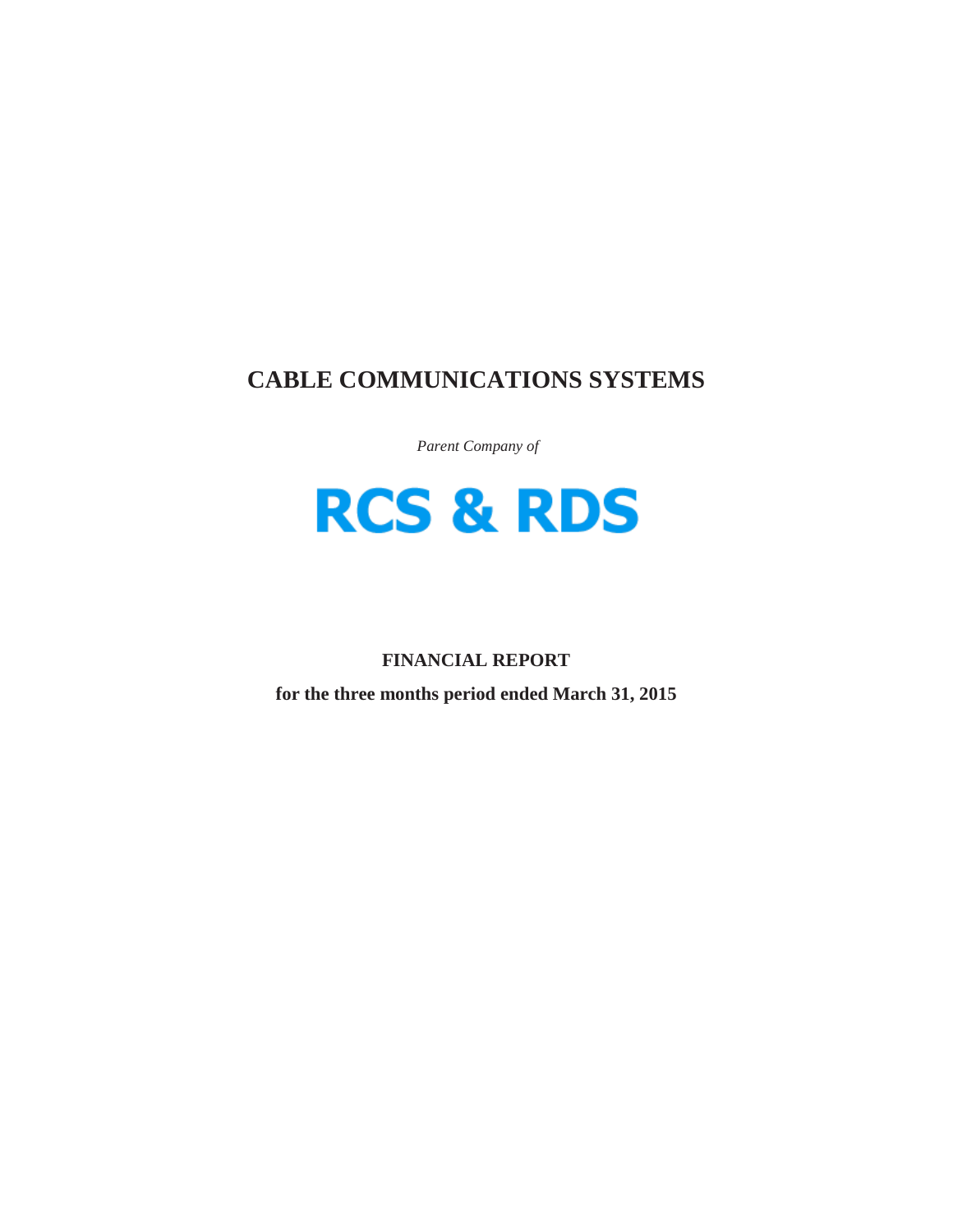# CABLE COMMUNICATIONS SYSTEMS

*Parent Company of*

## RCS & RDS

**FINANCIAL REPORT**

**for the three months period ended March 31, 2015**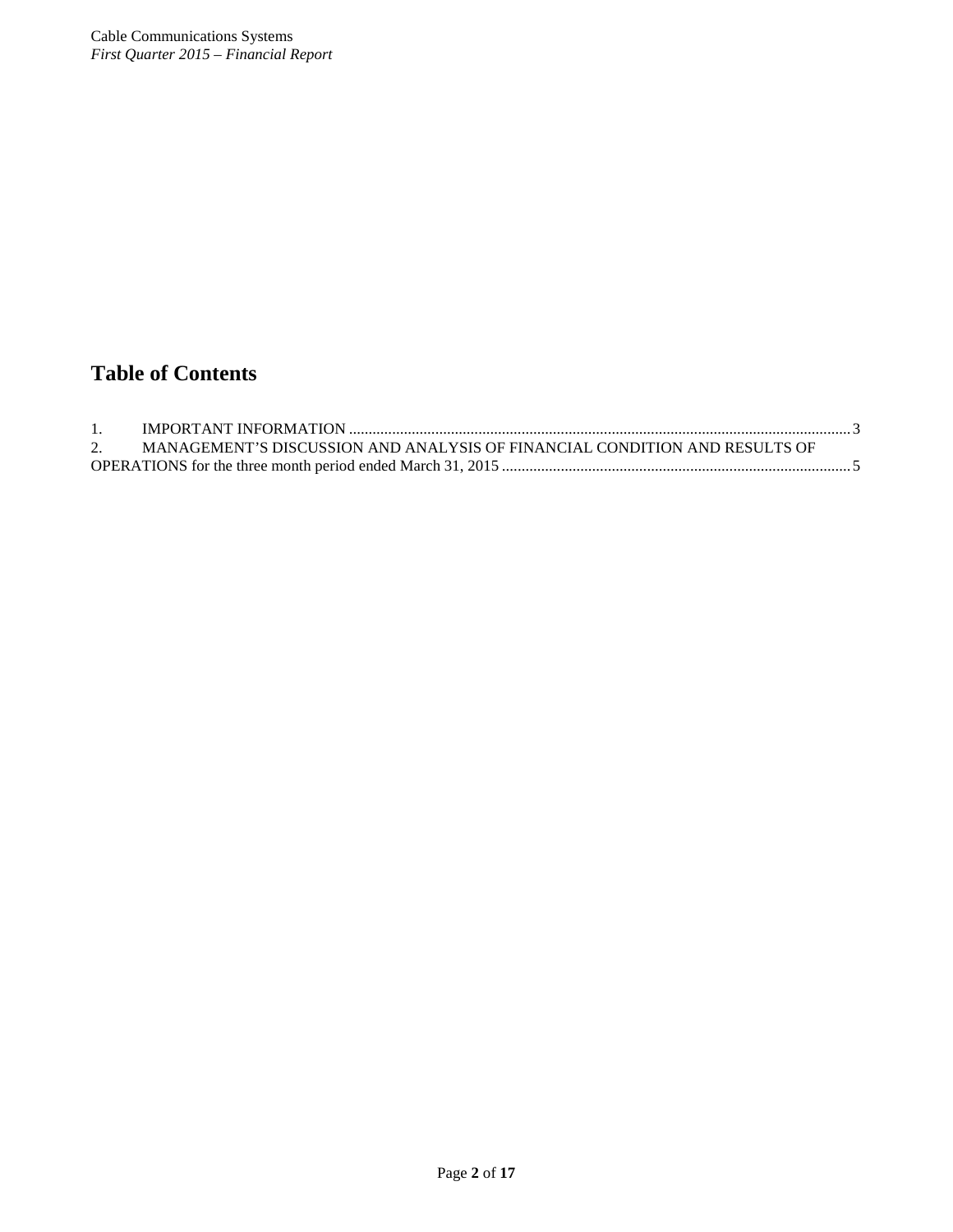# Table of Contents

1. IMPORTANT INFORMATION ............................................................................................................................... 3
2. MANAGEMENT'S DISCUSSION AND ANALYSIS OF FINANCIAL CONDITION AND RESULTS OF OPERATIONS for the three month period ended March 31, 2015 ......................................................................................... 5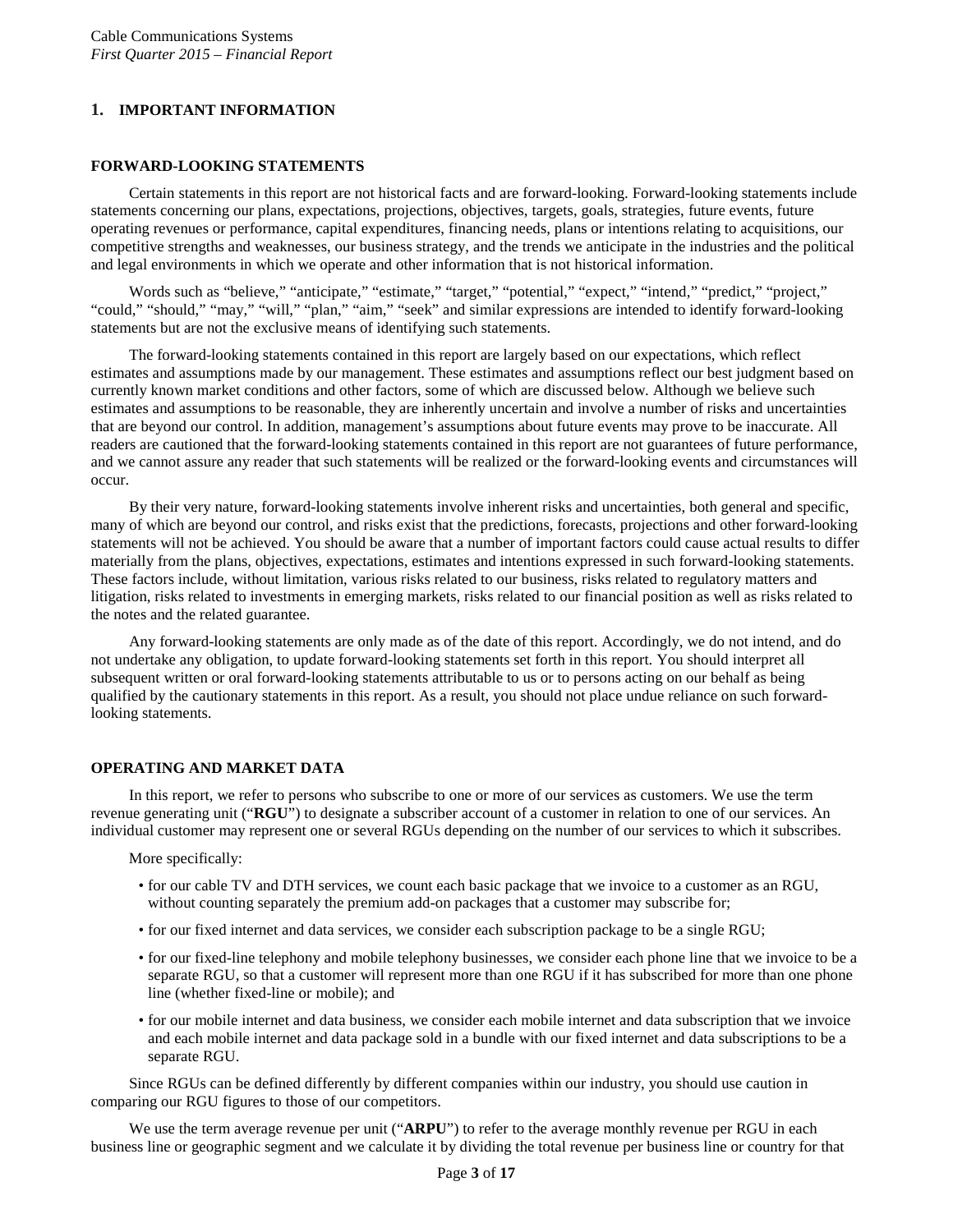# 1. IMPORTANT INFORMATION

## FORWARD-LOOKING STATEMENTS

Certain statements in this report are not historical facts and are forward-looking. Forward-looking statements include statements concerning our plans, expectations, projections, objectives, targets, goals, strategies, future events, future operating revenues or performance, capital expenditures, financing needs, plans or intentions relating to acquisitions, our competitive strengths and weaknesses, our business strategy, and the trends we anticipate in the industries and the political and legal environments in which we operate and other information that is not historical information.

Words such as "believe," "anticipate," "estimate," "target," "potential," "expect," "intend," "predict," "project," "could," "should," "may," "will," "plan," "aim," "seek" and similar expressions are intended to identify forward-looking statements but are not the exclusive means of identifying such statements.

The forward-looking statements contained in this report are largely based on our expectations, which reflect estimates and assumptions made by our management. These estimates and assumptions reflect our best judgment based on currently known market conditions and other factors, some of which are discussed below. Although we believe such estimates and assumptions to be reasonable, they are inherently uncertain and involve a number of risks and uncertainties that are beyond our control. In addition, management's assumptions about future events may prove to be inaccurate. All readers are cautioned that the forward-looking statements contained in this report are not guarantees of future performance, and we cannot assure any reader that such statements will be realized or the forward-looking events and circumstances will occur.

By their very nature, forward-looking statements involve inherent risks and uncertainties, both general and specific, many of which are beyond our control, and risks exist that the predictions, forecasts, projections and other forward-looking statements will not be achieved. You should be aware that a number of important factors could cause actual results to differ materially from the plans, objectives, expectations, estimates and intentions expressed in such forward-looking statements. These factors include, without limitation, various risks related to our business, risks related to regulatory matters and litigation, risks related to investments in emerging markets, risks related to our financial position as well as risks related to the notes and the related guarantee.

Any forward-looking statements are only made as of the date of this report. Accordingly, we do not intend, and do not undertake any obligation, to update forward-looking statements set forth in this report. You should interpret all subsequent written or oral forward-looking statements attributable to us or to persons acting on our behalf as being qualified by the cautionary statements in this report. As a result, you should not place undue reliance on such forward-looking statements.

## OPERATING AND MARKET DATA

In this report, we refer to persons who subscribe to one or more of our services as customers. We use the term revenue generating unit ("**RGU**") to designate a subscriber account of a customer in relation to one of our services. An individual customer may represent one or several RGUs depending on the number of our services to which it subscribes.

More specifically:

- for our cable TV and DTH services, we count each basic package that we invoice to a customer as an RGU, without counting separately the premium add-on packages that a customer may subscribe for;
- for our fixed internet and data services, we consider each subscription package to be a single RGU;
- for our fixed-line telephony and mobile telephony businesses, we consider each phone line that we invoice to be a separate RGU, so that a customer will represent more than one RGU if it has subscribed for more than one phone line (whether fixed-line or mobile); and
- for our mobile internet and data business, we consider each mobile internet and data subscription that we invoice and each mobile internet and data package sold in a bundle with our fixed internet and data subscriptions to be a separate RGU.

Since RGUs can be defined differently by different companies within our industry, you should use caution in comparing our RGU figures to those of our competitors.

We use the term average revenue per unit ("**ARPU**") to refer to the average monthly revenue per RGU in each business line or geographic segment and we calculate it by dividing the total revenue per business line or country for that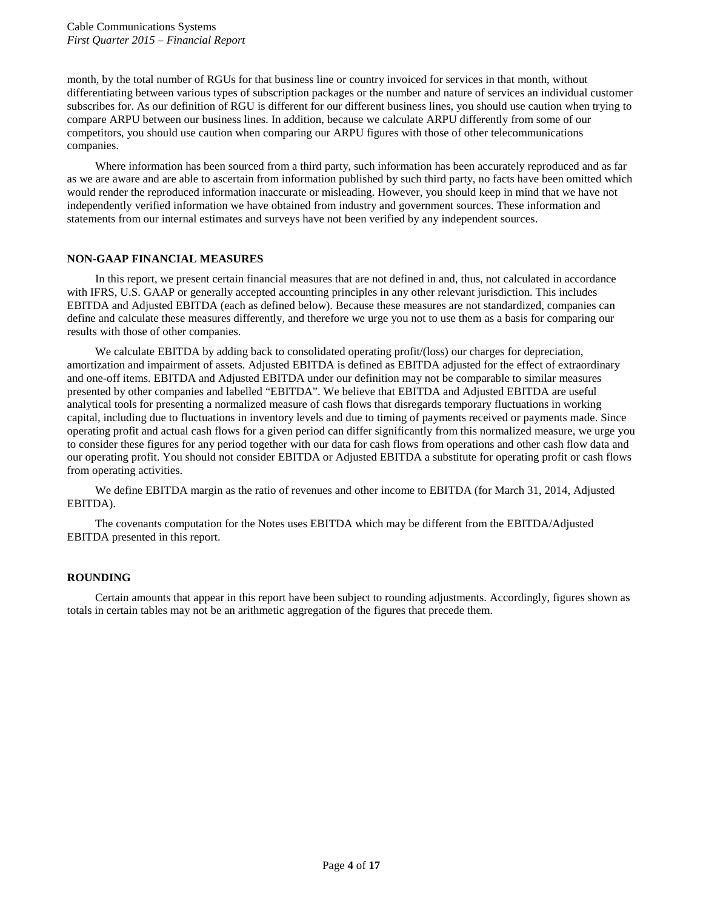month, by the total number of RGUs for that business line or country invoiced for services in that month, without differentiating between various types of subscription packages or the number and nature of services an individual customer subscribes for. As our definition of RGU is different for our different business lines, you should use caution when trying to compare ARPU between our business lines. In addition, because we calculate ARPU differently from some of our competitors, you should use caution when comparing our ARPU figures with those of other telecommunications companies.

Where information has been sourced from a third party, such information has been accurately reproduced and as far as we are aware and are able to ascertain from information published by such third party, no facts have been omitted which would render the reproduced information inaccurate or misleading. However, you should keep in mind that we have not independently verified information we have obtained from industry and government sources. These information and statements from our internal estimates and surveys have not been verified by any independent sources.

**NON-GAAP FINANCIAL MEASURES**

In this report, we present certain financial measures that are not defined in and, thus, not calculated in accordance with IFRS, U.S. GAAP or generally accepted accounting principles in any other relevant jurisdiction. This includes EBITDA and Adjusted EBITDA (each as defined below). Because these measures are not standardized, companies can define and calculate these measures differently, and therefore we urge you not to use them as a basis for comparing our results with those of other companies.

We calculate EBITDA by adding back to consolidated operating profit/(loss) our charges for depreciation, amortization and impairment of assets. Adjusted EBITDA is defined as EBITDA adjusted for the effect of extraordinary and one-off items. EBITDA and Adjusted EBITDA under our definition may not be comparable to similar measures presented by other companies and labelled "EBITDA". We believe that EBITDA and Adjusted EBITDA are useful analytical tools for presenting a normalized measure of cash flows that disregards temporary fluctuations in working capital, including due to fluctuations in inventory levels and due to timing of payments received or payments made. Since operating profit and actual cash flows for a given period can differ significantly from this normalized measure, we urge you to consider these figures for any period together with our data for cash flows from operations and other cash flow data and our operating profit. You should not consider EBITDA or Adjusted EBITDA a substitute for operating profit or cash flows from operating activities.

We define EBITDA margin as the ratio of revenues and other income to EBITDA (for March 31, 2014, Adjusted EBITDA).

The covenants computation for the Notes uses EBITDA which may be different from the EBITDA/Adjusted EBITDA presented in this report.

**ROUNDING**

Certain amounts that appear in this report have been subject to rounding adjustments. Accordingly, figures shown as totals in certain tables may not be an arithmetic aggregation of the figures that precede them.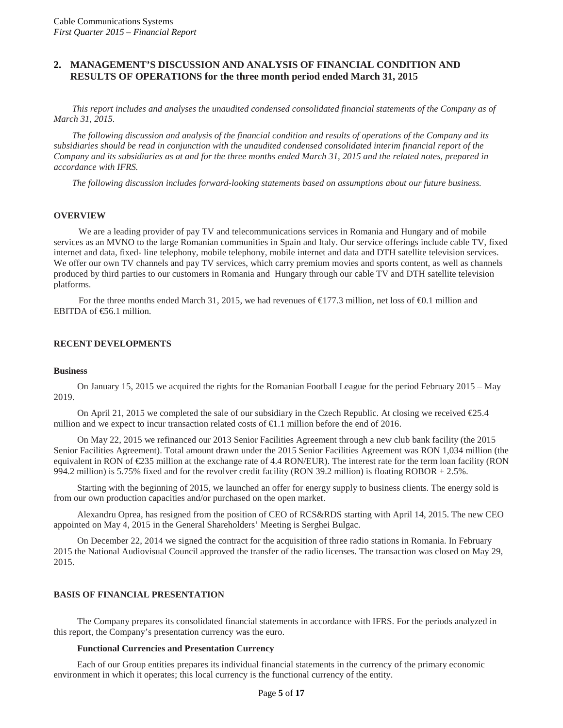## 2. MANAGEMENT'S DISCUSSION AND ANALYSIS OF FINANCIAL CONDITION AND RESULTS OF OPERATIONS for the three month period ended March 31, 2015

*This report includes and analyses the unaudited condensed consolidated financial statements of the Company as of March 31, 2015.*

*The following discussion and analysis of the financial condition and results of operations of the Company and its subsidiaries should be read in conjunction with the unaudited condensed consolidated interim financial report of the Company and its subsidiaries as at and for the three months ended March 31, 2015 and the related notes, prepared in accordance with IFRS.*

*The following discussion includes forward-looking statements based on assumptions about our future business.*

### OVERVIEW

We are a leading provider of pay TV and telecommunications services in Romania and Hungary and of mobile services as an MVNO to the large Romanian communities in Spain and Italy. Our service offerings include cable TV, fixed internet and data, fixed- line telephony, mobile telephony, mobile internet and data and DTH satellite television services. We offer our own TV channels and pay TV services, which carry premium movies and sports content, as well as channels produced by third parties to our customers in Romania and Hungary through our cable TV and DTH satellite television platforms.

For the three months ended March 31, 2015, we had revenues of €177.3 million, net loss of €0.1 million and EBITDA of €56.1 million.

### RECENT DEVELOPMENTS

#### Business

On January 15, 2015 we acquired the rights for the Romanian Football League for the period February 2015 – May 2019.

On April 21, 2015 we completed the sale of our subsidiary in the Czech Republic. At closing we received €25.4 million and we expect to incur transaction related costs of €1.1 million before the end of 2016.

On May 22, 2015 we refinanced our 2013 Senior Facilities Agreement through a new club bank facility (the 2015 Senior Facilities Agreement). Total amount drawn under the 2015 Senior Facilities Agreement was RON 1,034 million (the equivalent in RON of €235 million at the exchange rate of 4.4 RON/EUR). The interest rate for the term loan facility (RON 994.2 million) is 5.75% fixed and for the revolver credit facility (RON 39.2 million) is floating ROBOR + 2.5%.

Starting with the beginning of 2015, we launched an offer for energy supply to business clients. The energy sold is from our own production capacities and/or purchased on the open market.

Alexandru Oprea, has resigned from the position of CEO of RCS&RDS starting with April 14, 2015. The new CEO appointed on May 4, 2015 in the General Shareholders' Meeting is Serghei Bulgac.

On December 22, 2014 we signed the contract for the acquisition of three radio stations in Romania. In February 2015 the National Audiovisual Council approved the transfer of the radio licenses. The transaction was closed on May 29, 2015.

### BASIS OF FINANCIAL PRESENTATION

The Company prepares its consolidated financial statements in accordance with IFRS. For the periods analyzed in this report, the Company's presentation currency was the euro.

#### Functional Currencies and Presentation Currency

Each of our Group entities prepares its individual financial statements in the currency of the primary economic environment in which it operates; this local currency is the functional currency of the entity.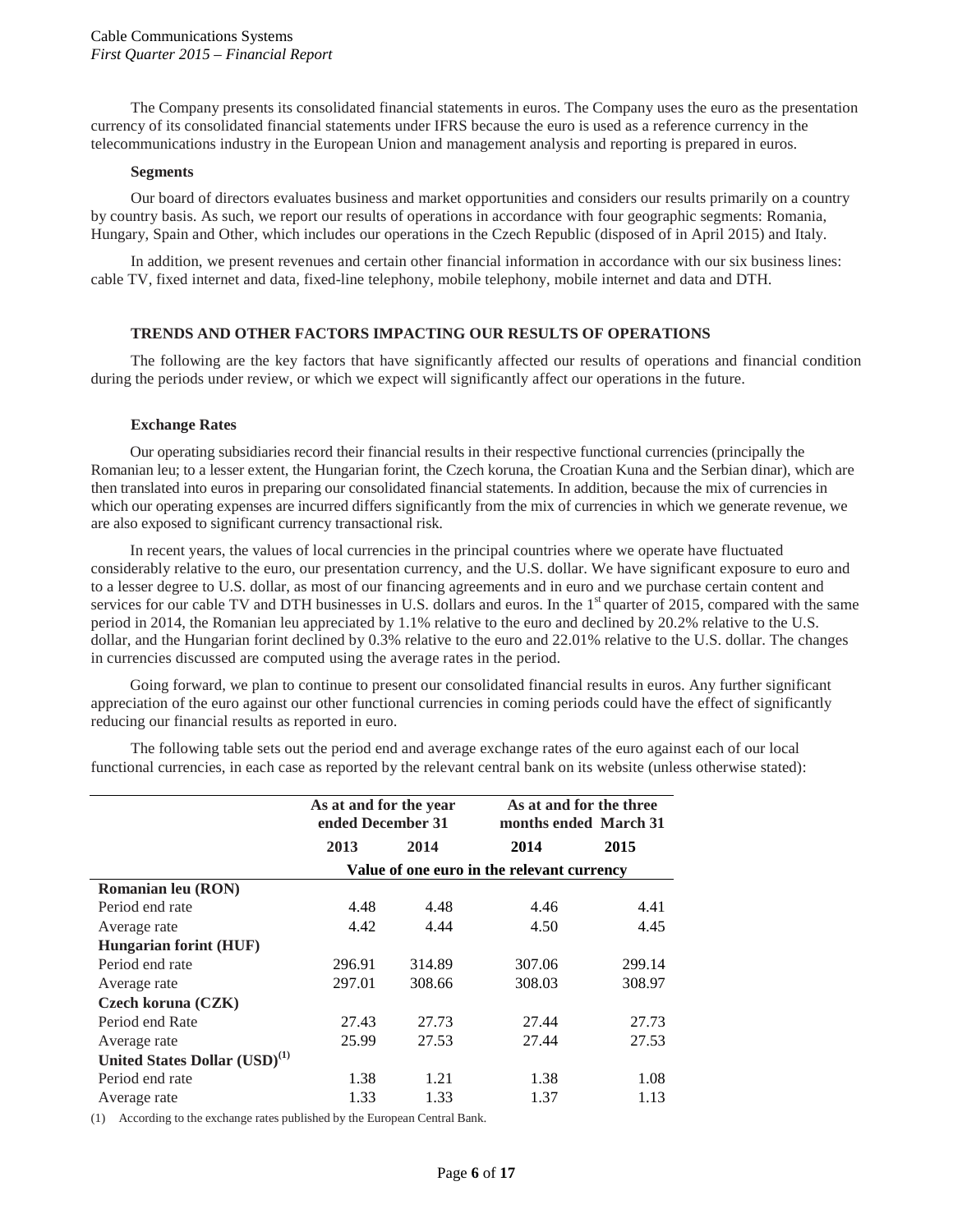The Company presents its consolidated financial statements in euros. The Company uses the euro as the presentation currency of its consolidated financial statements under IFRS because the euro is used as a reference currency in the telecommunications industry in the European Union and management analysis and reporting is prepared in euros.

**Segments**

Our board of directors evaluates business and market opportunities and considers our results primarily on a country by country basis. As such, we report our results of operations in accordance with four geographic segments: Romania, Hungary, Spain and Other, which includes our operations in the Czech Republic (disposed of in April 2015) and Italy.

In addition, we present revenues and certain other financial information in accordance with our six business lines: cable TV, fixed internet and data, fixed-line telephony, mobile telephony, mobile internet and data and DTH.

## TRENDS AND OTHER FACTORS IMPACTING OUR RESULTS OF OPERATIONS

The following are the key factors that have significantly affected our results of operations and financial condition during the periods under review, or which we expect will significantly affect our operations in the future.

**Exchange Rates**

Our operating subsidiaries record their financial results in their respective functional currencies (principally the Romanian leu; to a lesser extent, the Hungarian forint, the Czech koruna, the Croatian Kuna and the Serbian dinar), which are then translated into euros in preparing our consolidated financial statements. In addition, because the mix of currencies in which our operating expenses are incurred differs significantly from the mix of currencies in which we generate revenue, we are also exposed to significant currency transactional risk.

In recent years, the values of local currencies in the principal countries where we operate have fluctuated considerably relative to the euro, our presentation currency, and the U.S. dollar. We have significant exposure to euro and to a lesser degree to U.S. dollar, as most of our financing agreements and in euro and we purchase certain content and services for our cable TV and DTH businesses in U.S. dollars and euros. In the 1st quarter of 2015, compared with the same period in 2014, the Romanian leu appreciated by 1.1% relative to the euro and declined by 20.2% relative to the U.S. dollar, and the Hungarian forint declined by 0.3% relative to the euro and 22.01% relative to the U.S. dollar. The changes in currencies discussed are computed using the average rates in the period.

Going forward, we plan to continue to present our consolidated financial results in euros. Any further significant appreciation of the euro against our other functional currencies in coming periods could have the effect of significantly reducing our financial results as reported in euro.

The following table sets out the period end and average exchange rates of the euro against each of our local functional currencies, in each case as reported by the relevant central bank on its website (unless otherwise stated):

| | As at and for the year ended December 31 | | As at and for the three months ended March 31 | |
|---|---|---|---|---|
| | 2013 | 2014 | 2014 | 2015 |
| | Value of one euro in the relevant currency | | | |
| **Romanian leu (RON)** | | | | |
| Period end rate | 4.48 | 4.48 | 4.46 | 4.41 |
| Average rate | 4.42 | 4.44 | 4.50 | 4.45 |
| **Hungarian forint (HUF)** | | | | |
| Period end rate | 296.91 | 314.89 | 307.06 | 299.14 |
| Average rate | 297.01 | 308.66 | 308.03 | 308.97 |
| **Czech koruna (CZK)** | | | | |
| Period end Rate | 27.43 | 27.73 | 27.44 | 27.73 |
| Average rate | 25.99 | 27.53 | 27.44 | 27.53 |
| **United States Dollar (USD)(1)** | | | | |
| Period end rate | 1.38 | 1.21 | 1.38 | 1.08 |
| Average rate | 1.33 | 1.33 | 1.37 | 1.13 |

(1) According to the exchange rates published by the European Central Bank.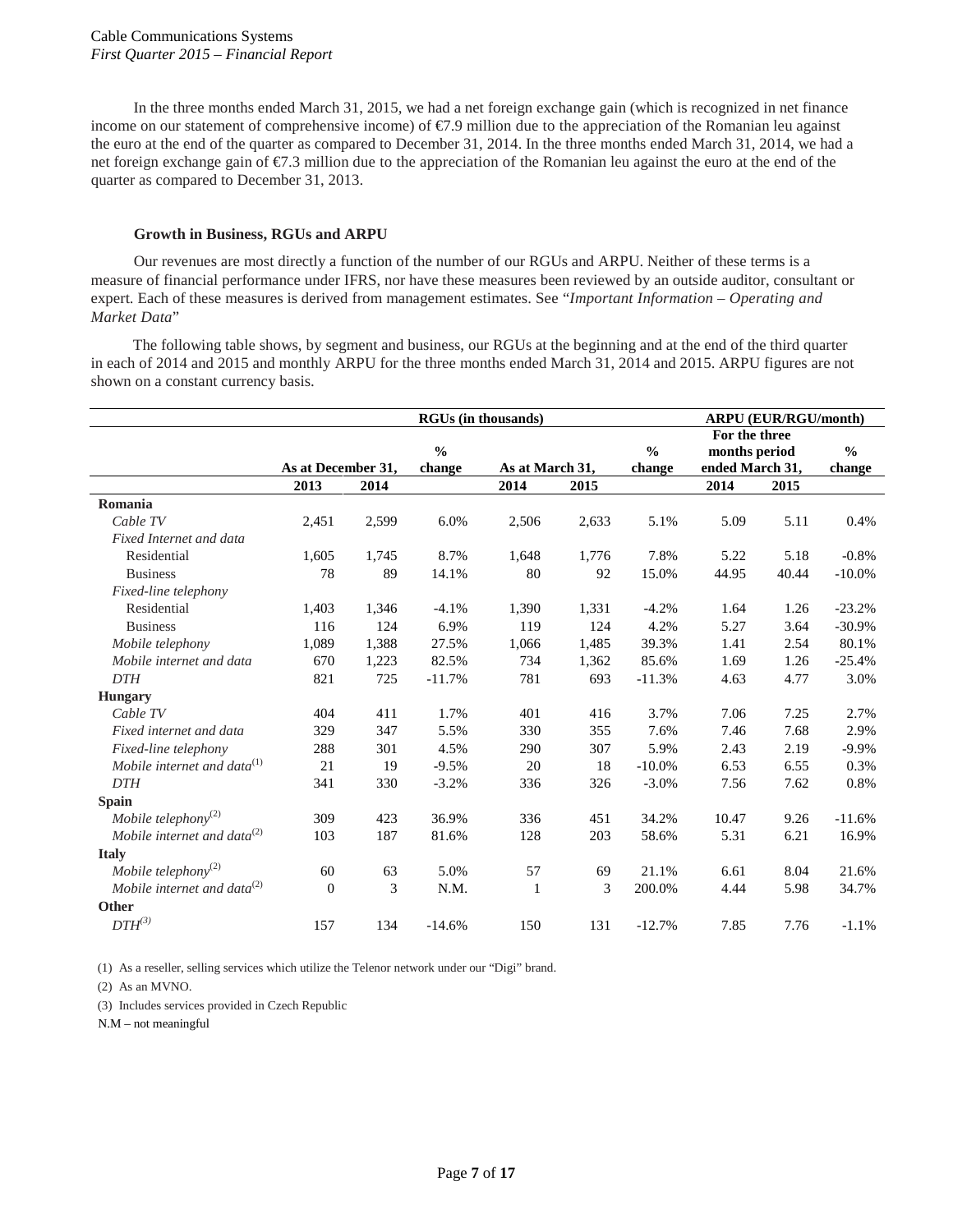In the three months ended March 31, 2015, we had a net foreign exchange gain (which is recognized in net finance income on our statement of comprehensive income) of €7.9 million due to the appreciation of the Romanian leu against the euro at the end of the quarter as compared to December 31, 2014. In the three months ended March 31, 2014, we had a net foreign exchange gain of €7.3 million due to the appreciation of the Romanian leu against the euro at the end of the quarter as compared to December 31, 2013.

### Growth in Business, RGUs and ARPU

Our revenues are most directly a function of the number of our RGUs and ARPU. Neither of these terms is a measure of financial performance under IFRS, nor have these measures been reviewed by an outside auditor, consultant or expert. Each of these measures is derived from management estimates. See "*Important Information – Operating and Market Data*"

The following table shows, by segment and business, our RGUs at the beginning and at the end of the third quarter in each of 2014 and 2015 and monthly ARPU for the three months ended March 31, 2014 and 2015. ARPU figures are not shown on a constant currency basis.

| | RGUs (in thousands) | | | | | | ARPU (EUR/RGU/month) | | |
|---|---|---|---|---|---|---|---|---|---|
| | As at December 31, | | % change | As at March 31, | | % change | For the three months period ended March 31, | | % change |
| | 2013 | 2014 | | 2014 | 2015 | | 2014 | 2015 | |
| **Romania** | | | | | | | | | |
| *Cable TV* | 2,451 | 2,599 | 6.0% | 2,506 | 2,633 | 5.1% | 5.09 | 5.11 | 0.4% |
| *Fixed Internet and data* | | | | | | | | | |
| Residential | 1,605 | 1,745 | 8.7% | 1,648 | 1,776 | 7.8% | 5.22 | 5.18 | -0.8% |
| Business | 78 | 89 | 14.1% | 80 | 92 | 15.0% | 44.95 | 40.44 | -10.0% |
| *Fixed-line telephony* | | | | | | | | | |
| Residential | 1,403 | 1,346 | -4.1% | 1,390 | 1,331 | -4.2% | 1.64 | 1.26 | -23.2% |
| Business | 116 | 124 | 6.9% | 119 | 124 | 4.2% | 5.27 | 3.64 | -30.9% |
| *Mobile telephony* | 1,089 | 1,388 | 27.5% | 1,066 | 1,485 | 39.3% | 1.41 | 2.54 | 80.1% |
| *Mobile internet and data* | 670 | 1,223 | 82.5% | 734 | 1,362 | 85.6% | 1.69 | 1.26 | -25.4% |
| *DTH* | 821 | 725 | -11.7% | 781 | 693 | -11.3% | 4.63 | 4.77 | 3.0% |
| **Hungary** | | | | | | | | | |
| *Cable TV* | 404 | 411 | 1.7% | 401 | 416 | 3.7% | 7.06 | 7.25 | 2.7% |
| *Fixed internet and data* | 329 | 347 | 5.5% | 330 | 355 | 7.6% | 7.46 | 7.68 | 2.9% |
| *Fixed-line telephony* | 288 | 301 | 4.5% | 290 | 307 | 5.9% | 2.43 | 2.19 | -9.9% |
| *Mobile internet and data*(1) | 21 | 19 | -9.5% | 20 | 18 | -10.0% | 6.53 | 6.55 | 0.3% |
| *DTH* | 341 | 330 | -3.2% | 336 | 326 | -3.0% | 7.56 | 7.62 | 0.8% |
| **Spain** | | | | | | | | | |
| *Mobile telephony*(2) | 309 | 423 | 36.9% | 336 | 451 | 34.2% | 10.47 | 9.26 | -11.6% |
| *Mobile internet and data*(2) | 103 | 187 | 81.6% | 128 | 203 | 58.6% | 5.31 | 6.21 | 16.9% |
| **Italy** | | | | | | | | | |
| *Mobile telephony*(2) | 60 | 63 | 5.0% | 57 | 69 | 21.1% | 6.61 | 8.04 | 21.6% |
| *Mobile internet and data*(2) | 0 | 3 | N.M. | 1 | 3 | 200.0% | 4.44 | 5.98 | 34.7% |
| **Other** | | | | | | | | | |
| *DTH*(3) | 157 | 134 | -14.6% | 150 | 131 | -12.7% | 7.85 | 7.76 | -1.1% |

(1) As a reseller, selling services which utilize the Telenor network under our "Digi" brand.

(2) As an MVNO.

(3) Includes services provided in Czech Republic

N.M – not meaningful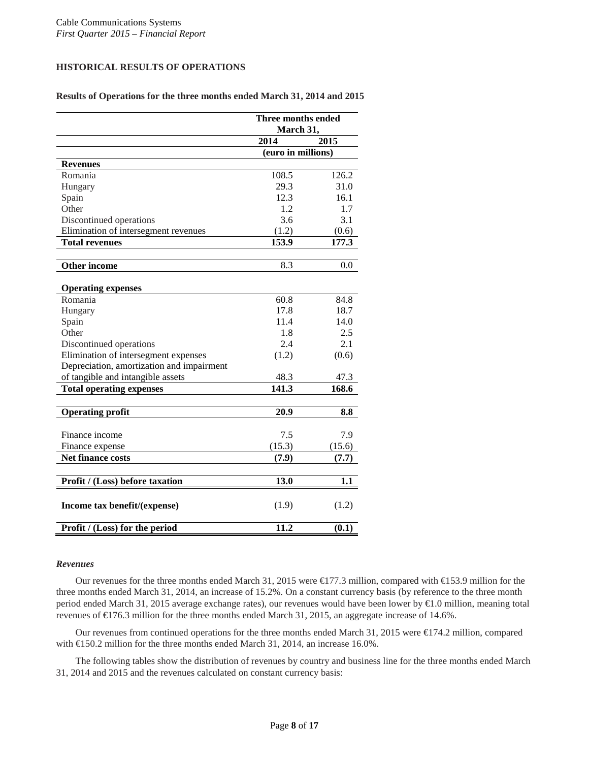## HISTORICAL RESULTS OF OPERATIONS

### Results of Operations for the three months ended March 31, 2014 and 2015

| | Three months ended March 31, | |
|---|---|---|
| | 2014 | 2015 |
| | (euro in millions) | |
| **Revenues** | | |
| Romania | 108.5 | 126.2 |
| Hungary | 29.3 | 31.0 |
| Spain | 12.3 | 16.1 |
| Other | 1.2 | 1.7 |
| Discontinued operations | 3.6 | 3.1 |
| Elimination of intersegment revenues | (1.2) | (0.6) |
| **Total revenues** | **153.9** | **177.3** |
| **Other income** | 8.3 | 0.0 |
| **Operating expenses** | | |
| Romania | 60.8 | 84.8 |
| Hungary | 17.8 | 18.7 |
| Spain | 11.4 | 14.0 |
| Other | 1.8 | 2.5 |
| Discontinued operations | 2.4 | 2.1 |
| Elimination of intersegment expenses | (1.2) | (0.6) |
| Depreciation, amortization and impairment of tangible and intangible assets | 48.3 | 47.3 |
| **Total operating expenses** | **141.3** | **168.6** |
| **Operating profit** | **20.9** | **8.8** |
| Finance income | 7.5 | 7.9 |
| Finance expense | (15.3) | (15.6) |
| **Net finance costs** | **(7.9)** | **(7.7)** |
| **Profit / (Loss) before taxation** | **13.0** | **1.1** |
| **Income tax benefit/(expense)** | (1.9) | (1.2) |
| **Profit / (Loss) for the period** | **11.2** | **(0.1)** |

*Revenues*

Our revenues for the three months ended March 31, 2015 were €177.3 million, compared with €153.9 million for the three months ended March 31, 2014, an increase of 15.2%. On a constant currency basis (by reference to the three month period ended March 31, 2015 average exchange rates), our revenues would have been lower by €1.0 million, meaning total revenues of €176.3 million for the three months ended March 31, 2015, an aggregate increase of 14.6%.

Our revenues from continued operations for the three months ended March 31, 2015 were €174.2 million, compared with €150.2 million for the three months ended March 31, 2014, an increase 16.0%.

The following tables show the distribution of revenues by country and business line for the three months ended March 31, 2014 and 2015 and the revenues calculated on constant currency basis: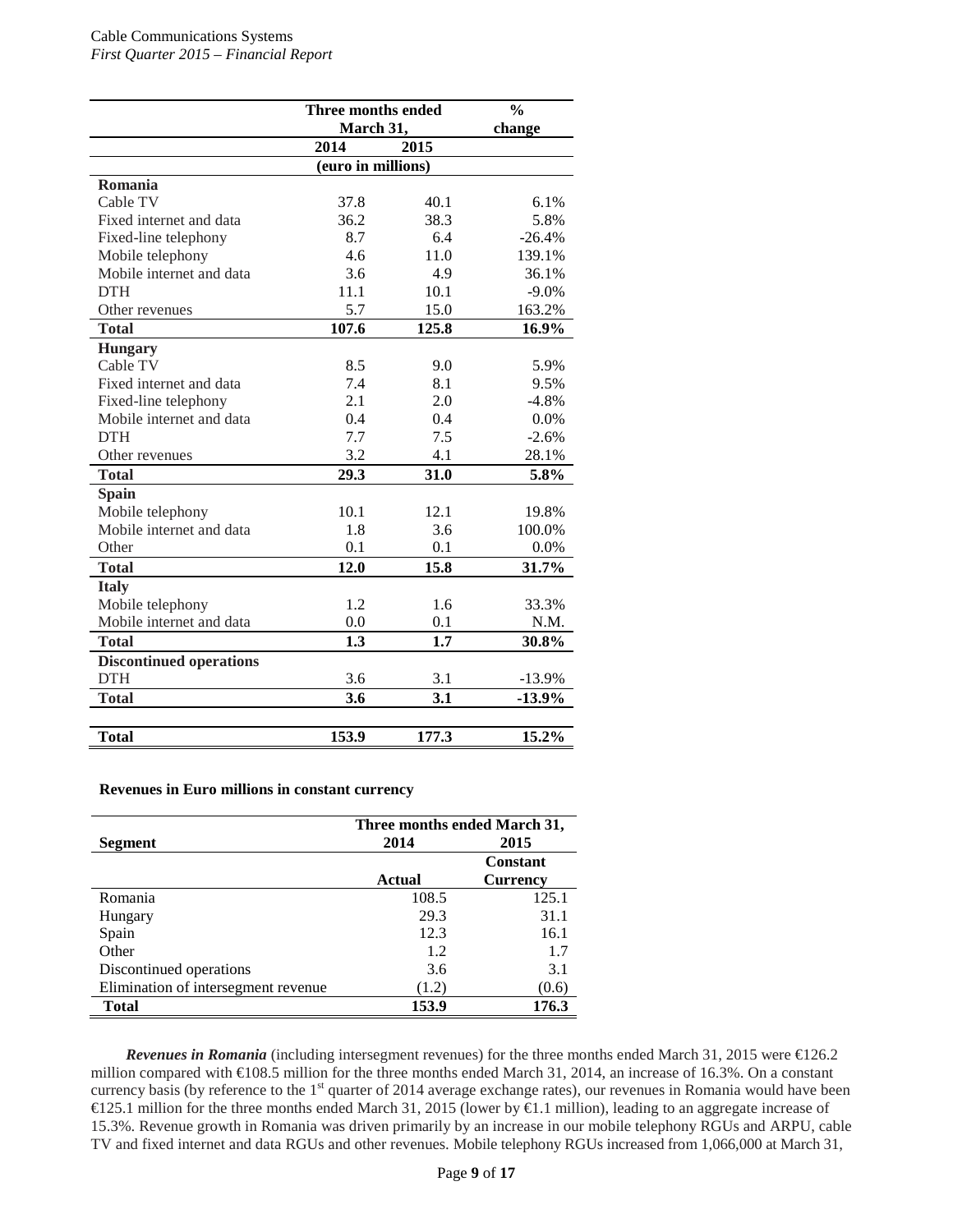| | Three months ended March 31, | | % change |
|---|---|---|---|
| | 2014 | 2015 | |
| | (euro in millions) | | |
| **Romania** | | | |
| Cable TV | 37.8 | 40.1 | 6.1% |
| Fixed internet and data | 36.2 | 38.3 | 5.8% |
| Fixed-line telephony | 8.7 | 6.4 | -26.4% |
| Mobile telephony | 4.6 | 11.0 | 139.1% |
| Mobile internet and data | 3.6 | 4.9 | 36.1% |
| DTH | 11.1 | 10.1 | -9.0% |
| Other revenues | 5.7 | 15.0 | 163.2% |
| **Total** | **107.6** | **125.8** | **16.9%** |
| **Hungary** | | | |
| Cable TV | 8.5 | 9.0 | 5.9% |
| Fixed internet and data | 7.4 | 8.1 | 9.5% |
| Fixed-line telephony | 2.1 | 2.0 | -4.8% |
| Mobile internet and data | 0.4 | 0.4 | 0.0% |
| DTH | 7.7 | 7.5 | -2.6% |
| Other revenues | 3.2 | 4.1 | 28.1% |
| **Total** | **29.3** | **31.0** | **5.8%** |
| **Spain** | | | |
| Mobile telephony | 10.1 | 12.1 | 19.8% |
| Mobile internet and data | 1.8 | 3.6 | 100.0% |
| Other | 0.1 | 0.1 | 0.0% |
| **Total** | **12.0** | **15.8** | **31.7%** |
| **Italy** | | | |
| Mobile telephony | 1.2 | 1.6 | 33.3% |
| Mobile internet and data | 0.0 | 0.1 | N.M. |
| **Total** | **1.3** | **1.7** | **30.8%** |
| **Discontinued operations** | | | |
| DTH | 3.6 | 3.1 | -13.9% |
| **Total** | **3.6** | **3.1** | **-13.9%** |
| **Total** | **153.9** | **177.3** | **15.2%** |

**Revenues in Euro millions in constant currency**

| Segment | Three months ended March 31, 2014 | 2015 |
|---|---|---|
| | Actual | Constant Currency |
| Romania | 108.5 | 125.1 |
| Hungary | 29.3 | 31.1 |
| Spain | 12.3 | 16.1 |
| Other | 1.2 | 1.7 |
| Discontinued operations | 3.6 | 3.1 |
| Elimination of intersegment revenue | (1.2) | (0.6) |
| **Total** | **153.9** | **176.3** |

***Revenues in Romania*** (including intersegment revenues) for the three months ended March 31, 2015 were €126.2 million compared with €108.5 million for the three months ended March 31, 2014, an increase of 16.3%. On a constant currency basis (by reference to the 1st quarter of 2014 average exchange rates), our revenues in Romania would have been €125.1 million for the three months ended March 31, 2015 (lower by €1.1 million), leading to an aggregate increase of 15.3%. Revenue growth in Romania was driven primarily by an increase in our mobile telephony RGUs and ARPU, cable TV and fixed internet and data RGUs and other revenues. Mobile telephony RGUs increased from 1,066,000 at March 31,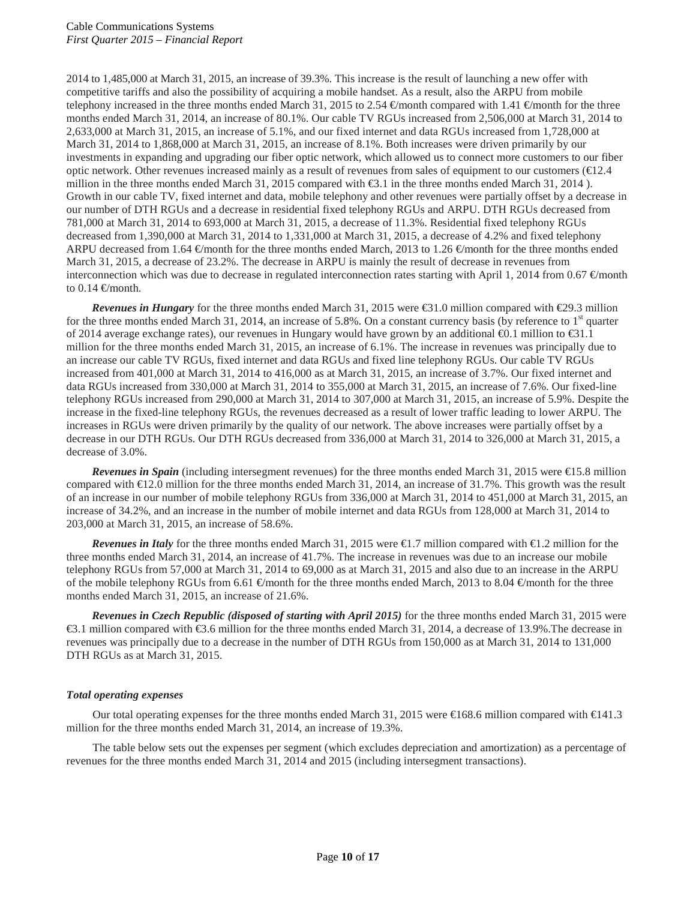2014 to 1,485,000 at March 31, 2015, an increase of 39.3%. This increase is the result of launching a new offer with competitive tariffs and also the possibility of acquiring a mobile handset. As a result, also the ARPU from mobile telephony increased in the three months ended March 31, 2015 to 2.54 €/month compared with 1.41 €/month for the three months ended March 31, 2014, an increase of 80.1%. Our cable TV RGUs increased from 2,506,000 at March 31, 2014 to 2,633,000 at March 31, 2015, an increase of 5.1%, and our fixed internet and data RGUs increased from 1,728,000 at March 31, 2014 to 1,868,000 at March 31, 2015, an increase of 8.1%. Both increases were driven primarily by our investments in expanding and upgrading our fiber optic network, which allowed us to connect more customers to our fiber optic network. Other revenues increased mainly as a result of revenues from sales of equipment to our customers (€12.4 million in the three months ended March 31, 2015 compared with €3.1 in the three months ended March 31, 2014 ). Growth in our cable TV, fixed internet and data, mobile telephony and other revenues were partially offset by a decrease in our number of DTH RGUs and a decrease in residential fixed telephony RGUs and ARPU. DTH RGUs decreased from 781,000 at March 31, 2014 to 693,000 at March 31, 2015, a decrease of 11.3%. Residential fixed telephony RGUs decreased from 1,390,000 at March 31, 2014 to 1,331,000 at March 31, 2015, a decrease of 4.2% and fixed telephony ARPU decreased from 1.64 €/month for the three months ended March, 2013 to 1.26 €/month for the three months ended March 31, 2015, a decrease of 23.2%. The decrease in ARPU is mainly the result of decrease in revenues from interconnection which was due to decrease in regulated interconnection rates starting with April 1, 2014 from 0.67 €/month to 0.14 €/month.

***Revenues in Hungary*** for the three months ended March 31, 2015 were €31.0 million compared with €29.3 million for the three months ended March 31, 2014, an increase of 5.8%. On a constant currency basis (by reference to 1st quarter of 2014 average exchange rates), our revenues in Hungary would have grown by an additional €0.1 million to €31.1 million for the three months ended March 31, 2015, an increase of 6.1%. The increase in revenues was principally due to an increase our cable TV RGUs, fixed internet and data RGUs and fixed line telephony RGUs. Our cable TV RGUs increased from 401,000 at March 31, 2014 to 416,000 as at March 31, 2015, an increase of 3.7%. Our fixed internet and data RGUs increased from 330,000 at March 31, 2014 to 355,000 at March 31, 2015, an increase of 7.6%. Our fixed-line telephony RGUs increased from 290,000 at March 31, 2014 to 307,000 at March 31, 2015, an increase of 5.9%. Despite the increase in the fixed-line telephony RGUs, the revenues decreased as a result of lower traffic leading to lower ARPU. The increases in RGUs were driven primarily by the quality of our network. The above increases were partially offset by a decrease in our DTH RGUs. Our DTH RGUs decreased from 336,000 at March 31, 2014 to 326,000 at March 31, 2015, a decrease of 3.0%.

***Revenues in Spain*** (including intersegment revenues) for the three months ended March 31, 2015 were €15.8 million compared with €12.0 million for the three months ended March 31, 2014, an increase of 31.7%. This growth was the result of an increase in our number of mobile telephony RGUs from 336,000 at March 31, 2014 to 451,000 at March 31, 2015, an increase of 34.2%, and an increase in the number of mobile internet and data RGUs from 128,000 at March 31, 2014 to 203,000 at March 31, 2015, an increase of 58.6%.

***Revenues in Italy*** for the three months ended March 31, 2015 were €1.7 million compared with €1.2 million for the three months ended March 31, 2014, an increase of 41.7%. The increase in revenues was due to an increase our mobile telephony RGUs from 57,000 at March 31, 2014 to 69,000 as at March 31, 2015 and also due to an increase in the ARPU of the mobile telephony RGUs from 6.61 €/month for the three months ended March, 2013 to 8.04 €/month for the three months ended March 31, 2015, an increase of 21.6%.

***Revenues in Czech Republic (disposed of starting with April 2015)*** for the three months ended March 31, 2015 were €3.1 million compared with €3.6 million for the three months ended March 31, 2014, a decrease of 13.9%.The decrease in revenues was principally due to a decrease in the number of DTH RGUs from 150,000 as at March 31, 2014 to 131,000 DTH RGUs as at March 31, 2015.

### *Total operating expenses*

Our total operating expenses for the three months ended March 31, 2015 were €168.6 million compared with €141.3 million for the three months ended March 31, 2014, an increase of 19.3%.

The table below sets out the expenses per segment (which excludes depreciation and amortization) as a percentage of revenues for the three months ended March 31, 2014 and 2015 (including intersegment transactions).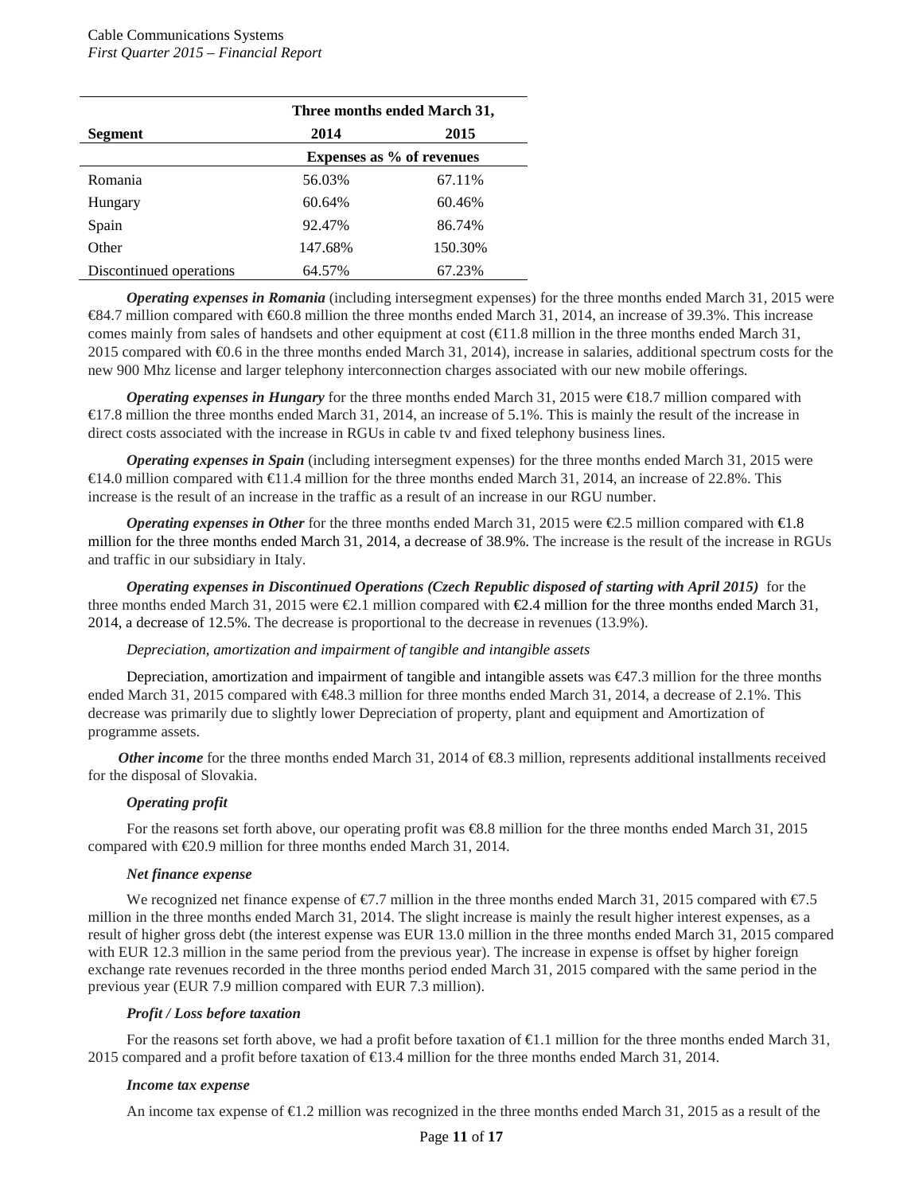| Segment | Three months ended March 31, | |
|---|---|---|
| | 2014 | 2015 |
| | Expenses as % of revenues | |
| Romania | 56.03% | 67.11% |
| Hungary | 60.64% | 60.46% |
| Spain | 92.47% | 86.74% |
| Other | 147.68% | 150.30% |
| Discontinued operations | 64.57% | 67.23% |

***Operating expenses in Romania*** (including intersegment expenses) for the three months ended March 31, 2015 were €84.7 million compared with €60.8 million the three months ended March 31, 2014, an increase of 39.3%. This increase comes mainly from sales of handsets and other equipment at cost (€11.8 million in the three months ended March 31, 2015 compared with €0.6 in the three months ended March 31, 2014), increase in salaries, additional spectrum costs for the new 900 Mhz license and larger telephony interconnection charges associated with our new mobile offerings.

***Operating expenses in Hungary*** for the three months ended March 31, 2015 were €18.7 million compared with €17.8 million the three months ended March 31, 2014, an increase of 5.1%. This is mainly the result of the increase in direct costs associated with the increase in RGUs in cable tv and fixed telephony business lines.

***Operating expenses in Spain*** (including intersegment expenses) for the three months ended March 31, 2015 were €14.0 million compared with €11.4 million for the three months ended March 31, 2014, an increase of 22.8%. This increase is the result of an increase in the traffic as a result of an increase in our RGU number.

***Operating expenses in Other*** for the three months ended March 31, 2015 were €2.5 million compared with €1.8 million for the three months ended March 31, 2014, a decrease of 38.9%. The increase is the result of the increase in RGUs and traffic in our subsidiary in Italy.

***Operating expenses in Discontinued Operations (Czech Republic disposed of starting with April 2015)*** for the three months ended March 31, 2015 were €2.1 million compared with €2.4 million for the three months ended March 31, 2014, a decrease of 12.5%. The decrease is proportional to the decrease in revenues (13.9%).

*Depreciation, amortization and impairment of tangible and intangible assets*

Depreciation, amortization and impairment of tangible and intangible assets was €47.3 million for the three months ended March 31, 2015 compared with €48.3 million for three months ended March 31, 2014, a decrease of 2.1%. This decrease was primarily due to slightly lower Depreciation of property, plant and equipment and Amortization of programme assets.

***Other income*** for the three months ended March 31, 2014 of €8.3 million, represents additional installments received for the disposal of Slovakia.

***Operating profit***

For the reasons set forth above, our operating profit was €8.8 million for the three months ended March 31, 2015 compared with €20.9 million for three months ended March 31, 2014.

***Net finance expense***

We recognized net finance expense of €7.7 million in the three months ended March 31, 2015 compared with €7.5 million in the three months ended March 31, 2014. The slight increase is mainly the result higher interest expenses, as a result of higher gross debt (the interest expense was EUR 13.0 million in the three months ended March 31, 2015 compared with EUR 12.3 million in the same period from the previous year). The increase in expense is offset by higher foreign exchange rate revenues recorded in the three months period ended March 31, 2015 compared with the same period in the previous year (EUR 7.9 million compared with EUR 7.3 million).

***Profit / Loss before taxation***

For the reasons set forth above, we had a profit before taxation of €1.1 million for the three months ended March 31, 2015 compared and a profit before taxation of €13.4 million for the three months ended March 31, 2014.

***Income tax expense***

An income tax expense of €1.2 million was recognized in the three months ended March 31, 2015 as a result of the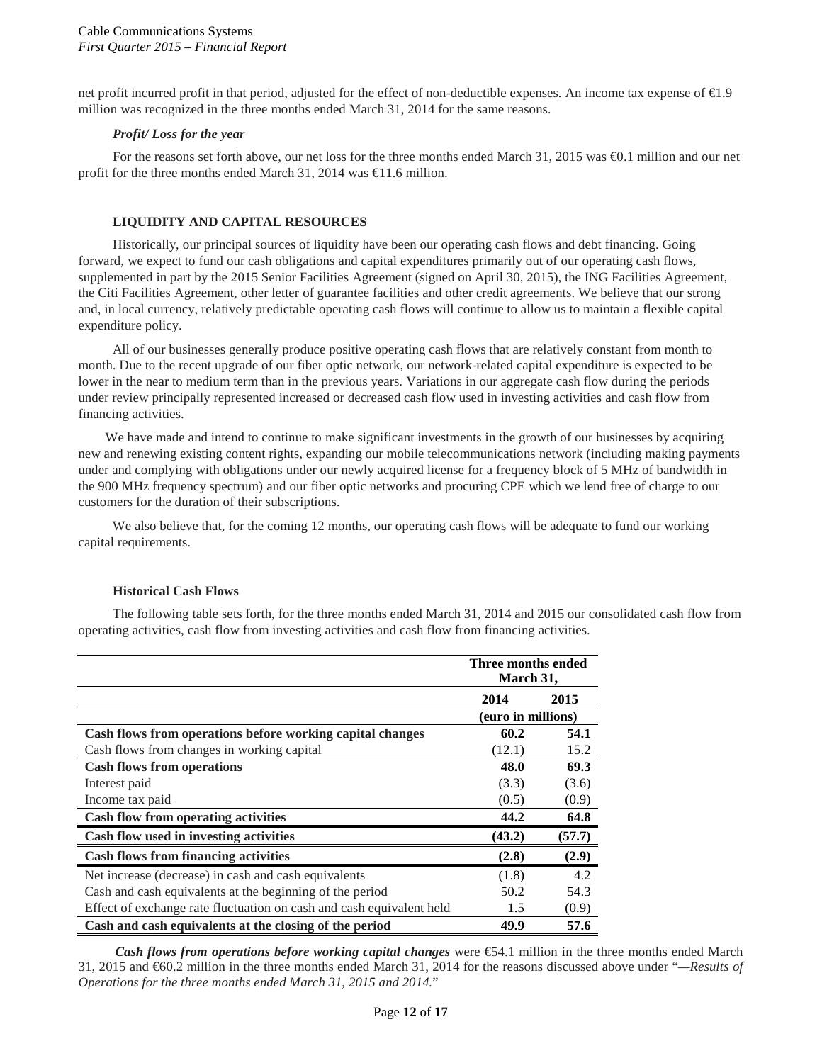net profit incurred profit in that period, adjusted for the effect of non-deductible expenses. An income tax expense of €1.9 million was recognized in the three months ended March 31, 2014 for the same reasons.

*Profit/ Loss for the year*

For the reasons set forth above, our net loss for the three months ended March 31, 2015 was €0.1 million and our net profit for the three months ended March 31, 2014 was €11.6 million.

## LIQUIDITY AND CAPITAL RESOURCES

Historically, our principal sources of liquidity have been our operating cash flows and debt financing. Going forward, we expect to fund our cash obligations and capital expenditures primarily out of our operating cash flows, supplemented in part by the 2015 Senior Facilities Agreement (signed on April 30, 2015), the ING Facilities Agreement, the Citi Facilities Agreement, other letter of guarantee facilities and other credit agreements. We believe that our strong and, in local currency, relatively predictable operating cash flows will continue to allow us to maintain a flexible capital expenditure policy.

All of our businesses generally produce positive operating cash flows that are relatively constant from month to month. Due to the recent upgrade of our fiber optic network, our network-related capital expenditure is expected to be lower in the near to medium term than in the previous years. Variations in our aggregate cash flow during the periods under review principally represented increased or decreased cash flow used in investing activities and cash flow from financing activities.

We have made and intend to continue to make significant investments in the growth of our businesses by acquiring new and renewing existing content rights, expanding our mobile telecommunications network (including making payments under and complying with obligations under our newly acquired license for a frequency block of 5 MHz of bandwidth in the 900 MHz frequency spectrum) and our fiber optic networks and procuring CPE which we lend free of charge to our customers for the duration of their subscriptions.

We also believe that, for the coming 12 months, our operating cash flows will be adequate to fund our working capital requirements.

### Historical Cash Flows

The following table sets forth, for the three months ended March 31, 2014 and 2015 our consolidated cash flow from operating activities, cash flow from investing activities and cash flow from financing activities.

| | Three months ended March 31, | |
|---|---|---|
| | **2014** | **2015** |
| | (euro in millions) | |
| **Cash flows from operations before working capital changes** | **60.2** | **54.1** |
| Cash flows from changes in working capital | (12.1) | 15.2 |
| **Cash flows from operations** | **48.0** | **69.3** |
| Interest paid | (3.3) | (3.6) |
| Income tax paid | (0.5) | (0.9) |
| **Cash flow from operating activities** | **44.2** | **64.8** |
| **Cash flow used in investing activities** | **(43.2)** | **(57.7)** |
| **Cash flows from financing activities** | **(2.8)** | **(2.9)** |
| Net increase (decrease) in cash and cash equivalents | (1.8) | 4.2 |
| Cash and cash equivalents at the beginning of the period | 50.2 | 54.3 |
| Effect of exchange rate fluctuation on cash and cash equivalent held | 1.5 | (0.9) |
| **Cash and cash equivalents at the closing of the period** | **49.9** | **57.6** |

***Cash flows from operations before working capital changes*** were €54.1 million in the three months ended March 31, 2015 and €60.2 million in the three months ended March 31, 2014 for the reasons discussed above under "*—Results of Operations for the three months ended March 31, 2015 and 2014.*"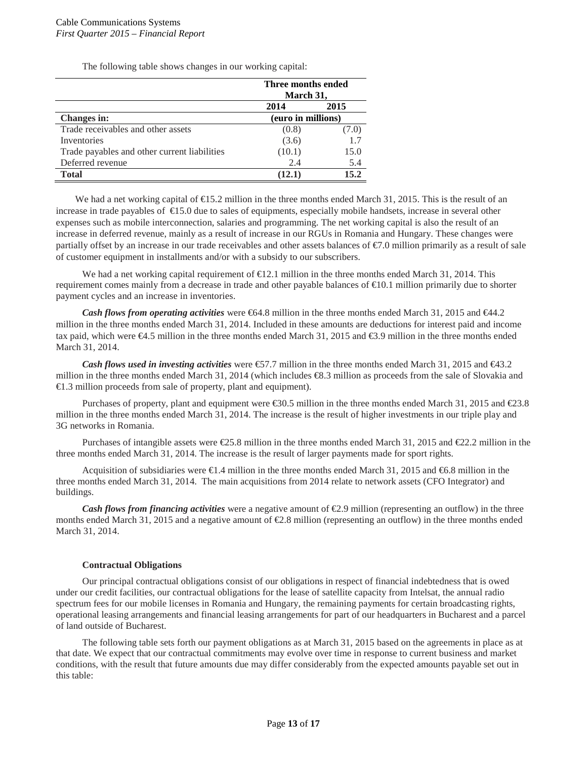The following table shows changes in our working capital:

| | Three months ended March 31, | |
|---|---|---|
| | 2014 | 2015 |
| **Changes in:** | (euro in millions) | |
| Trade receivables and other assets | (0.8) | (7.0) |
| Inventories | (3.6) | 1.7 |
| Trade payables and other current liabilities | (10.1) | 15.0 |
| Deferred revenue | 2.4 | 5.4 |
| **Total** | **(12.1)** | **15.2** |

We had a net working capital of €15.2 million in the three months ended March 31, 2015. This is the result of an increase in trade payables of €15.0 due to sales of equipments, especially mobile handsets, increase in several other expenses such as mobile interconnection, salaries and programming. The net working capital is also the result of an increase in deferred revenue, mainly as a result of increase in our RGUs in Romania and Hungary. These changes were partially offset by an increase in our trade receivables and other assets balances of €7.0 million primarily as a result of sale of customer equipment in installments and/or with a subsidy to our subscribers.

We had a net working capital requirement of €12.1 million in the three months ended March 31, 2014. This requirement comes mainly from a decrease in trade and other payable balances of €10.1 million primarily due to shorter payment cycles and an increase in inventories.

***Cash flows from operating activities*** were €64.8 million in the three months ended March 31, 2015 and €44.2 million in the three months ended March 31, 2014. Included in these amounts are deductions for interest paid and income tax paid, which were €4.5 million in the three months ended March 31, 2015 and €3.9 million in the three months ended March 31, 2014.

***Cash flows used in investing activities*** were €57.7 million in the three months ended March 31, 2015 and €43.2 million in the three months ended March 31, 2014 (which includes €8.3 million as proceeds from the sale of Slovakia and €1.3 million proceeds from sale of property, plant and equipment).

Purchases of property, plant and equipment were €30.5 million in the three months ended March 31, 2015 and €23.8 million in the three months ended March 31, 2014. The increase is the result of higher investments in our triple play and 3G networks in Romania.

Purchases of intangible assets were €25.8 million in the three months ended March 31, 2015 and €22.2 million in the three months ended March 31, 2014. The increase is the result of larger payments made for sport rights.

Acquisition of subsidiaries were €1.4 million in the three months ended March 31, 2015 and €6.8 million in the three months ended March 31, 2014. The main acquisitions from 2014 relate to network assets (CFO Integrator) and buildings.

***Cash flows from financing activities*** were a negative amount of €2.9 million (representing an outflow) in the three months ended March 31, 2015 and a negative amount of €2.8 million (representing an outflow) in the three months ended March 31, 2014.

### Contractual Obligations

Our principal contractual obligations consist of our obligations in respect of financial indebtedness that is owed under our credit facilities, our contractual obligations for the lease of satellite capacity from Intelsat, the annual radio spectrum fees for our mobile licenses in Romania and Hungary, the remaining payments for certain broadcasting rights, operational leasing arrangements and financial leasing arrangements for part of our headquarters in Bucharest and a parcel of land outside of Bucharest.

The following table sets forth our payment obligations as at March 31, 2015 based on the agreements in place as at that date. We expect that our contractual commitments may evolve over time in response to current business and market conditions, with the result that future amounts due may differ considerably from the expected amounts payable set out in this table: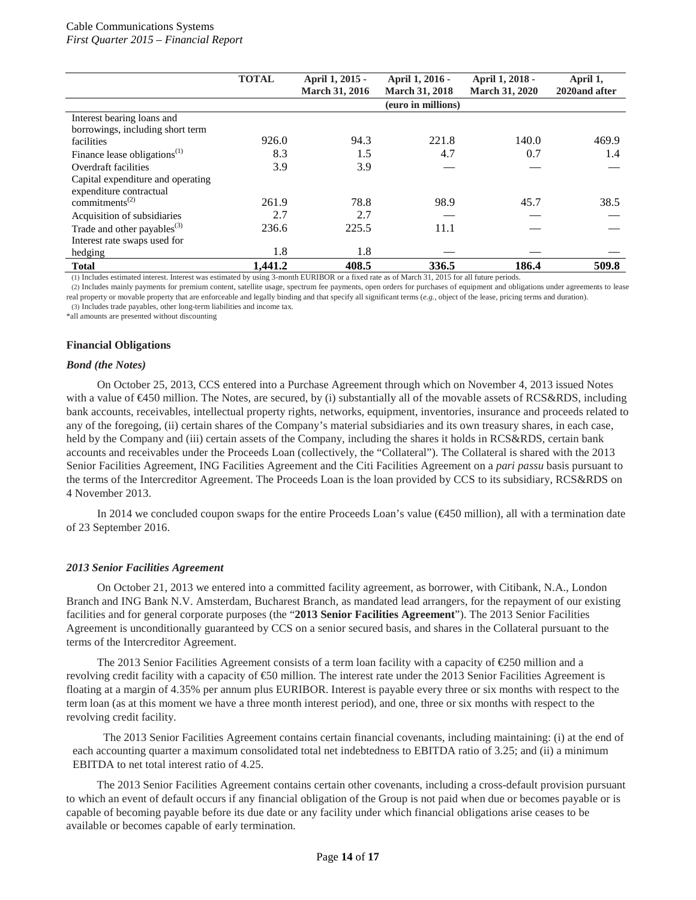| | TOTAL | April 1, 2015 - March 31, 2016 | April 1, 2016 - March 31, 2018 | April 1, 2018 - March 31, 2020 | April 1, 2020and after |
|---|---|---|---|---|---|
| | | | (euro in millions) | | |
| Interest bearing loans and borrowings, including short term facilities | 926.0 | 94.3 | 221.8 | 140.0 | 469.9 |
| Finance lease obligations(1) | 8.3 | 1.5 | 4.7 | 0.7 | 1.4 |
| Overdraft facilities | 3.9 | 3.9 | — | — | — |
| Capital expenditure and operating expenditure contractual commitments(2) | 261.9 | 78.8 | 98.9 | 45.7 | 38.5 |
| Acquisition of subsidiaries | 2.7 | 2.7 | — | — | — |
| Trade and other payables(3) | 236.6 | 225.5 | 11.1 | — | — |
| Interest rate swaps used for hedging | 1.8 | 1.8 | — | — | — |
| **Total** | **1,441.2** | **408.5** | **336.5** | **186.4** | **509.8** |

(1) Includes estimated interest. Interest was estimated by using 3-month EURIBOR or a fixed rate as of March 31, 2015 for all future periods.

(2) Includes mainly payments for premium content, satellite usage, spectrum fee payments, open orders for purchases of equipment and obligations under agreements to lease real property or movable property that are enforceable and legally binding and that specify all significant terms (*e.g.*, object of the lease, pricing terms and duration).

(3) Includes trade payables, other long-term liabilities and income tax.

*all amounts are presented without discounting

### Financial Obligations

#### *Bond (the Notes)*

On October 25, 2013, CCS entered into a Purchase Agreement through which on November 4, 2013 issued Notes with a value of €450 million. The Notes, are secured, by (i) substantially all of the movable assets of RCS&RDS, including bank accounts, receivables, intellectual property rights, networks, equipment, inventories, insurance and proceeds related to any of the foregoing, (ii) certain shares of the Company's material subsidiaries and its own treasury shares, in each case, held by the Company and (iii) certain assets of the Company, including the shares it holds in RCS&RDS, certain bank accounts and receivables under the Proceeds Loan (collectively, the "Collateral"). The Collateral is shared with the 2013 Senior Facilities Agreement, ING Facilities Agreement and the Citi Facilities Agreement on a *pari passu* basis pursuant to the terms of the Intercreditor Agreement. The Proceeds Loan is the loan provided by CCS to its subsidiary, RCS&RDS on 4 November 2013.

In 2014 we concluded coupon swaps for the entire Proceeds Loan's value (€450 million), all with a termination date of 23 September 2016.

#### *2013 Senior Facilities Agreement*

On October 21, 2013 we entered into a committed facility agreement, as borrower, with Citibank, N.A., London Branch and ING Bank N.V. Amsterdam, Bucharest Branch, as mandated lead arrangers, for the repayment of our existing facilities and for general corporate purposes (the "**2013 Senior Facilities Agreement**"). The 2013 Senior Facilities Agreement is unconditionally guaranteed by CCS on a senior secured basis, and shares in the Collateral pursuant to the terms of the Intercreditor Agreement.

The 2013 Senior Facilities Agreement consists of a term loan facility with a capacity of €250 million and a revolving credit facility with a capacity of €50 million. The interest rate under the 2013 Senior Facilities Agreement is floating at a margin of 4.35% per annum plus EURIBOR. Interest is payable every three or six months with respect to the term loan (as at this moment we have a three month interest period), and one, three or six months with respect to the revolving credit facility.

The 2013 Senior Facilities Agreement contains certain financial covenants, including maintaining: (i) at the end of each accounting quarter a maximum consolidated total net indebtedness to EBITDA ratio of 3.25; and (ii) a minimum EBITDA to net total interest ratio of 4.25.

The 2013 Senior Facilities Agreement contains certain other covenants, including a cross-default provision pursuant to which an event of default occurs if any financial obligation of the Group is not paid when due or becomes payable or is capable of becoming payable before its due date or any facility under which financial obligations arise ceases to be available or becomes capable of early termination.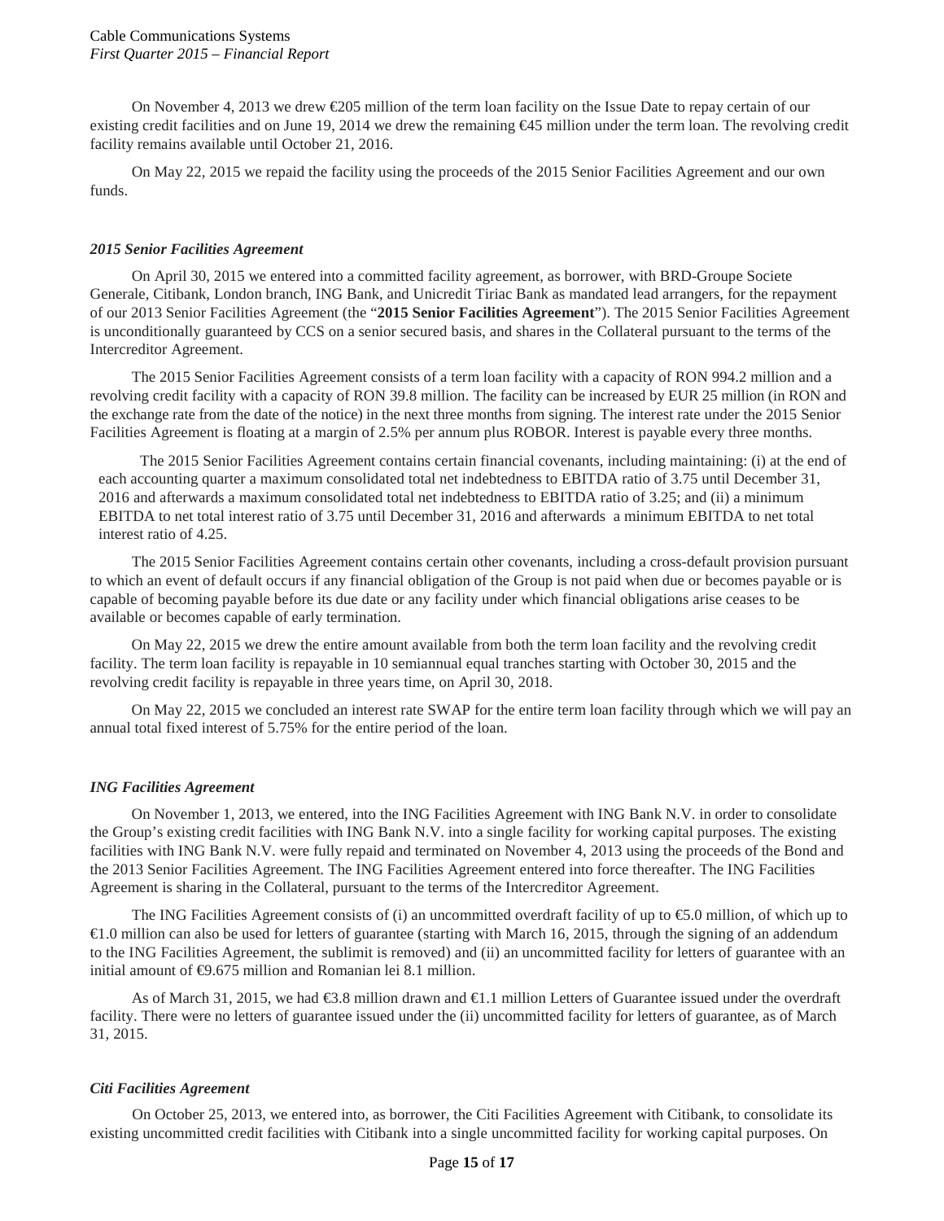On November 4, 2013 we drew €205 million of the term loan facility on the Issue Date to repay certain of our existing credit facilities and on June 19, 2014 we drew the remaining €45 million under the term loan. The revolving credit facility remains available until October 21, 2016.

On May 22, 2015 we repaid the facility using the proceeds of the 2015 Senior Facilities Agreement and our own funds.

### *2015 Senior Facilities Agreement*

On April 30, 2015 we entered into a committed facility agreement, as borrower, with BRD-Groupe Societe Generale, Citibank, London branch, ING Bank, and Unicredit Tiriac Bank as mandated lead arrangers, for the repayment of our 2013 Senior Facilities Agreement (the "**2015 Senior Facilities Agreement**"). The 2015 Senior Facilities Agreement is unconditionally guaranteed by CCS on a senior secured basis, and shares in the Collateral pursuant to the terms of the Intercreditor Agreement.

The 2015 Senior Facilities Agreement consists of a term loan facility with a capacity of RON 994.2 million and a revolving credit facility with a capacity of RON 39.8 million. The facility can be increased by EUR 25 million (in RON and the exchange rate from the date of the notice) in the next three months from signing. The interest rate under the 2015 Senior Facilities Agreement is floating at a margin of 2.5% per annum plus ROBOR. Interest is payable every three months.

The 2015 Senior Facilities Agreement contains certain financial covenants, including maintaining: (i) at the end of each accounting quarter a maximum consolidated total net indebtedness to EBITDA ratio of 3.75 until December 31, 2016 and afterwards a maximum consolidated total net indebtedness to EBITDA ratio of 3.25; and (ii) a minimum EBITDA to net total interest ratio of 3.75 until December 31, 2016 and afterwards a minimum EBITDA to net total interest ratio of 4.25.

The 2015 Senior Facilities Agreement contains certain other covenants, including a cross-default provision pursuant to which an event of default occurs if any financial obligation of the Group is not paid when due or becomes payable or is capable of becoming payable before its due date or any facility under which financial obligations arise ceases to be available or becomes capable of early termination.

On May 22, 2015 we drew the entire amount available from both the term loan facility and the revolving credit facility. The term loan facility is repayable in 10 semiannual equal tranches starting with October 30, 2015 and the revolving credit facility is repayable in three years time, on April 30, 2018.

On May 22, 2015 we concluded an interest rate SWAP for the entire term loan facility through which we will pay an annual total fixed interest of 5.75% for the entire period of the loan.

### *ING Facilities Agreement*

On November 1, 2013, we entered, into the ING Facilities Agreement with ING Bank N.V. in order to consolidate the Group's existing credit facilities with ING Bank N.V. into a single facility for working capital purposes. The existing facilities with ING Bank N.V. were fully repaid and terminated on November 4, 2013 using the proceeds of the Bond and the 2013 Senior Facilities Agreement. The ING Facilities Agreement entered into force thereafter. The ING Facilities Agreement is sharing in the Collateral, pursuant to the terms of the Intercreditor Agreement.

The ING Facilities Agreement consists of (i) an uncommitted overdraft facility of up to €5.0 million, of which up to €1.0 million can also be used for letters of guarantee (starting with March 16, 2015, through the signing of an addendum to the ING Facilities Agreement, the sublimit is removed) and (ii) an uncommitted facility for letters of guarantee with an initial amount of €9.675 million and Romanian lei 8.1 million.

As of March 31, 2015, we had €3.8 million drawn and €1.1 million Letters of Guarantee issued under the overdraft facility. There were no letters of guarantee issued under the (ii) uncommitted facility for letters of guarantee, as of March 31, 2015.

### *Citi Facilities Agreement*

On October 25, 2013, we entered into, as borrower, the Citi Facilities Agreement with Citibank, to consolidate its existing uncommitted credit facilities with Citibank into a single uncommitted facility for working capital purposes. On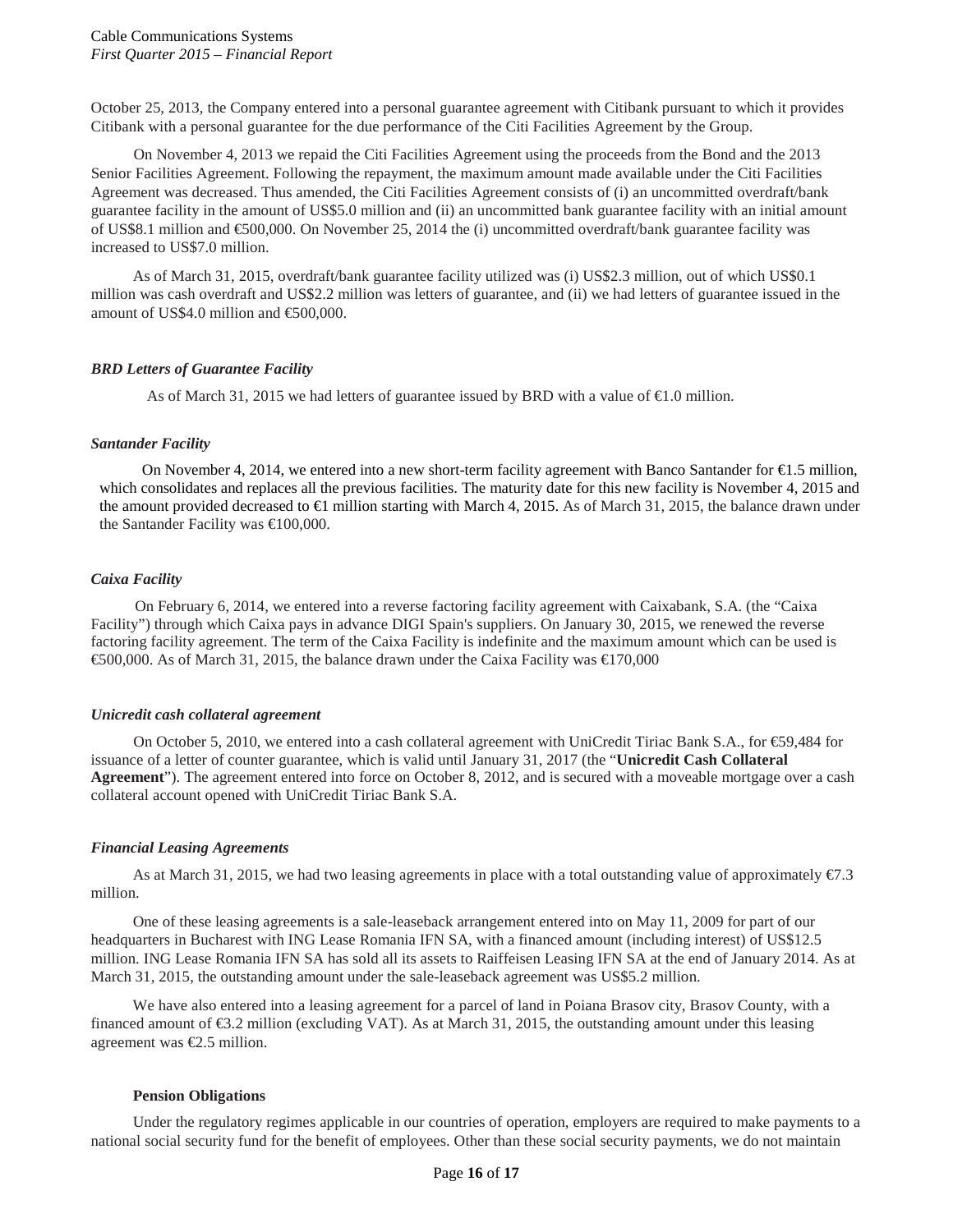October 25, 2013, the Company entered into a personal guarantee agreement with Citibank pursuant to which it provides Citibank with a personal guarantee for the due performance of the Citi Facilities Agreement by the Group.

On November 4, 2013 we repaid the Citi Facilities Agreement using the proceeds from the Bond and the 2013 Senior Facilities Agreement. Following the repayment, the maximum amount made available under the Citi Facilities Agreement was decreased. Thus amended, the Citi Facilities Agreement consists of (i) an uncommitted overdraft/bank guarantee facility in the amount of US$5.0 million and (ii) an uncommitted bank guarantee facility with an initial amount of US$8.1 million and €500,000. On November 25, 2014 the (i) uncommitted overdraft/bank guarantee facility was increased to US$7.0 million.

As of March 31, 2015, overdraft/bank guarantee facility utilized was (i) US$2.3 million, out of which US$0.1 million was cash overdraft and US$2.2 million was letters of guarantee, and (ii) we had letters of guarantee issued in the amount of US$4.0 million and €500,000.

*BRD Letters of Guarantee Facility*

As of March 31, 2015 we had letters of guarantee issued by BRD with a value of €1.0 million.

*Santander Facility*

On November 4, 2014, we entered into a new short-term facility agreement with Banco Santander for €1.5 million, which consolidates and replaces all the previous facilities. The maturity date for this new facility is November 4, 2015 and the amount provided decreased to €1 million starting with March 4, 2015. As of March 31, 2015, the balance drawn under the Santander Facility was €100,000.

*Caixa Facility*

On February 6, 2014, we entered into a reverse factoring facility agreement with Caixabank, S.A. (the "Caixa Facility") through which Caixa pays in advance DIGI Spain's suppliers. On January 30, 2015, we renewed the reverse factoring facility agreement. The term of the Caixa Facility is indefinite and the maximum amount which can be used is €500,000. As of March 31, 2015, the balance drawn under the Caixa Facility was €170,000

*Unicredit cash collateral agreement*

On October 5, 2010, we entered into a cash collateral agreement with UniCredit Tiriac Bank S.A., for €59,484 for issuance of a letter of counter guarantee, which is valid until January 31, 2017 (the "**Unicredit Cash Collateral Agreement**"). The agreement entered into force on October 8, 2012, and is secured with a moveable mortgage over a cash collateral account opened with UniCredit Tiriac Bank S.A.

*Financial Leasing Agreements*

As at March 31, 2015, we had two leasing agreements in place with a total outstanding value of approximately €7.3 million.

One of these leasing agreements is a sale-leaseback arrangement entered into on May 11, 2009 for part of our headquarters in Bucharest with ING Lease Romania IFN SA, with a financed amount (including interest) of US$12.5 million. ING Lease Romania IFN SA has sold all its assets to Raiffeisen Leasing IFN SA at the end of January 2014. As at March 31, 2015, the outstanding amount under the sale-leaseback agreement was US$5.2 million.

We have also entered into a leasing agreement for a parcel of land in Poiana Brasov city, Brasov County, with a financed amount of €3.2 million (excluding VAT). As at March 31, 2015, the outstanding amount under this leasing agreement was €2.5 million.

**Pension Obligations**

Under the regulatory regimes applicable in our countries of operation, employers are required to make payments to a national social security fund for the benefit of employees. Other than these social security payments, we do not maintain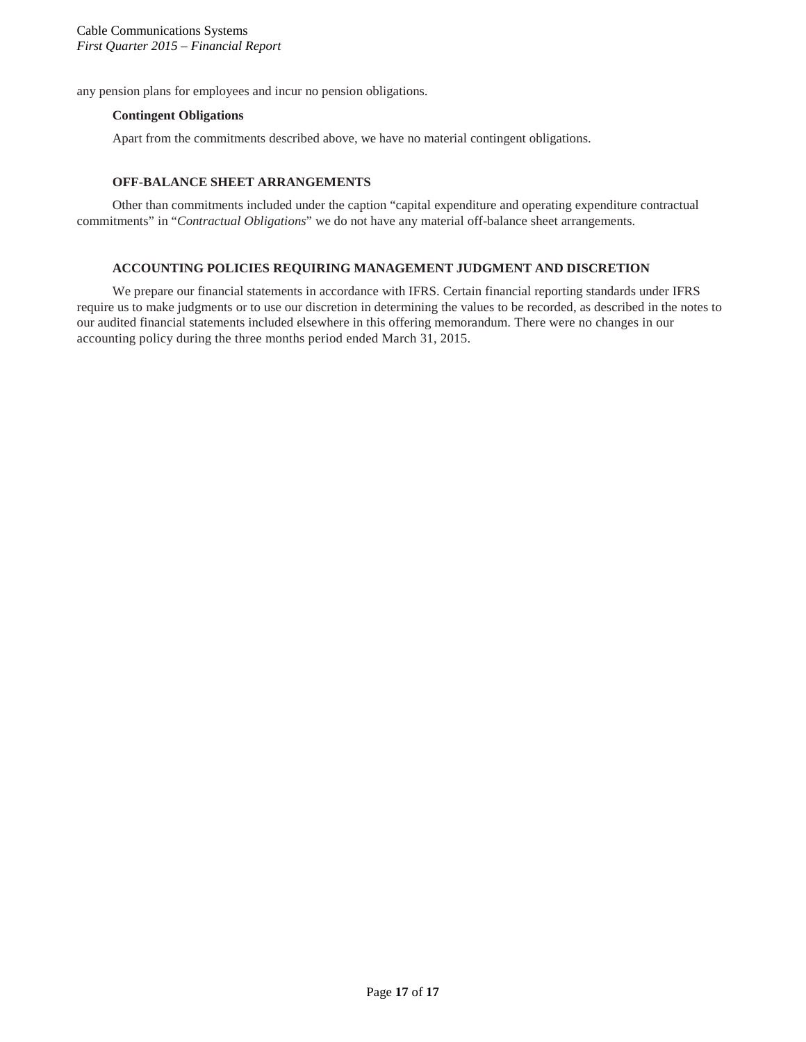any pension plans for employees and incur no pension obligations.

### Contingent Obligations

Apart from the commitments described above, we have no material contingent obligations.

## OFF-BALANCE SHEET ARRANGEMENTS

Other than commitments included under the caption "capital expenditure and operating expenditure contractual commitments" in "*Contractual Obligations*" we do not have any material off-balance sheet arrangements.

## ACCOUNTING POLICIES REQUIRING MANAGEMENT JUDGMENT AND DISCRETION

We prepare our financial statements in accordance with IFRS. Certain financial reporting standards under IFRS require us to make judgments or to use our discretion in determining the values to be recorded, as described in the notes to our audited financial statements included elsewhere in this offering memorandum. There were no changes in our accounting policy during the three months period ended March 31, 2015.